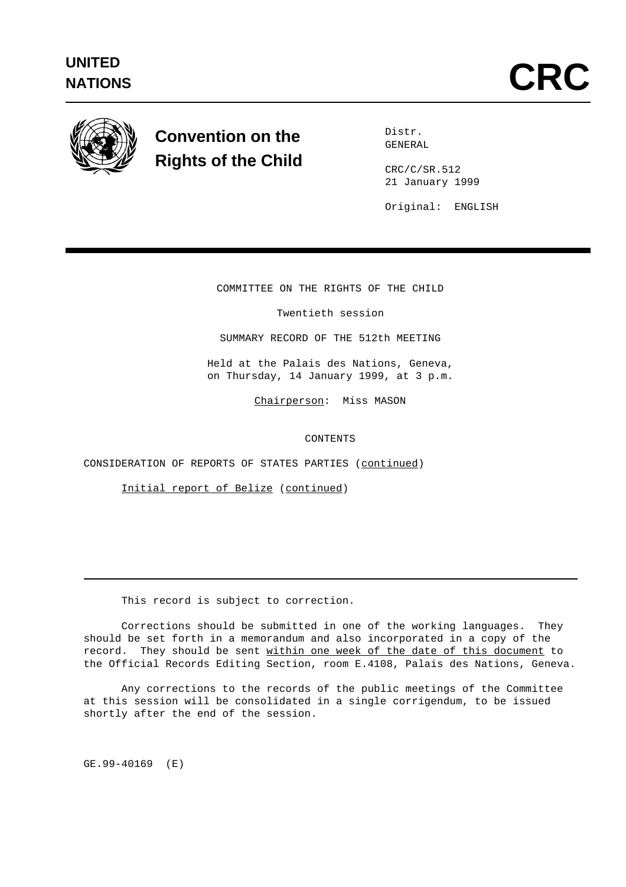UNITED NATIONS

# CRC

## Convention on the Rights of the Child

Distr.
GENERAL

CRC/C/SR.512
21 January 1999

Original: ENGLISH

COMMITTEE ON THE RIGHTS OF THE CHILD

Twentieth session

SUMMARY RECORD OF THE 512th MEETING

Held at the Palais des Nations, Geneva,
on Thursday, 14 January 1999, at 3 p.m.

Chairperson: Miss MASON

CONTENTS

CONSIDERATION OF REPORTS OF STATES PARTIES (continued)

Initial report of Belize (continued)

---

This record is subject to correction.

Corrections should be submitted in one of the working languages. They should be set forth in a memorandum and also incorporated in a copy of the record. They should be sent within one week of the date of this document to the Official Records Editing Section, room E.4108, Palais des Nations, Geneva.

Any corrections to the records of the public meetings of the Committee at this session will be consolidated in a single corrigendum, to be issued shortly after the end of the session.

GE.99-40169 (E)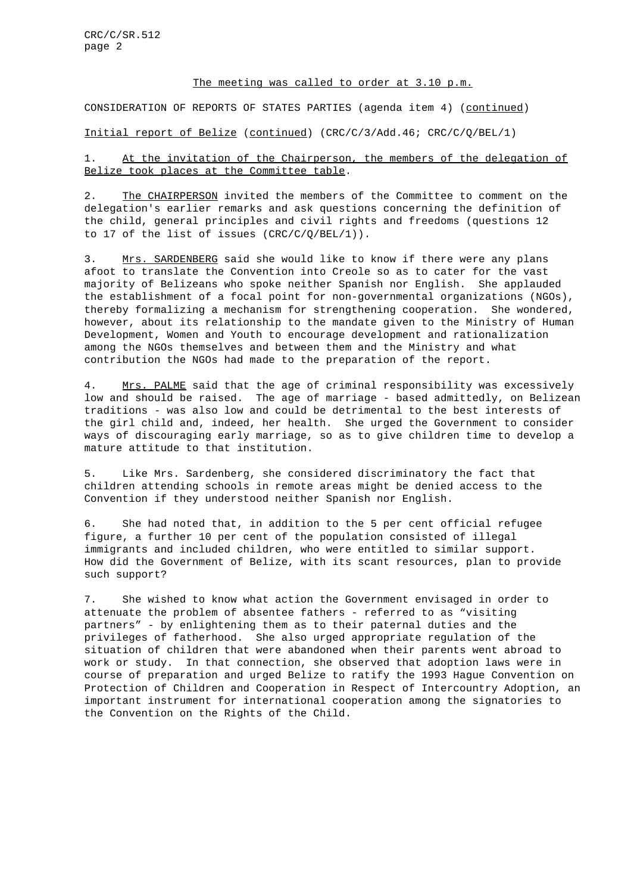The meeting was called to order at 3.10 p.m.

CONSIDERATION OF REPORTS OF STATES PARTIES (agenda item 4) (continued)

Initial report of Belize (continued) (CRC/C/3/Add.46; CRC/C/Q/BEL/1)

1. At the invitation of the Chairperson, the members of the delegation of Belize took places at the Committee table.

2. The CHAIRPERSON invited the members of the Committee to comment on the delegation's earlier remarks and ask questions concerning the definition of the child, general principles and civil rights and freedoms (questions 12 to 17 of the list of issues (CRC/C/Q/BEL/1)).

3. Mrs. SARDENBERG said she would like to know if there were any plans afoot to translate the Convention into Creole so as to cater for the vast majority of Belizeans who spoke neither Spanish nor English. She applauded the establishment of a focal point for non-governmental organizations (NGOs), thereby formalizing a mechanism for strengthening cooperation. She wondered, however, about its relationship to the mandate given to the Ministry of Human Development, Women and Youth to encourage development and rationalization among the NGOs themselves and between them and the Ministry and what contribution the NGOs had made to the preparation of the report.

4. Mrs. PALME said that the age of criminal responsibility was excessively low and should be raised. The age of marriage - based admittedly, on Belizean traditions - was also low and could be detrimental to the best interests of the girl child and, indeed, her health. She urged the Government to consider ways of discouraging early marriage, so as to give children time to develop a mature attitude to that institution.

5. Like Mrs. Sardenberg, she considered discriminatory the fact that children attending schools in remote areas might be denied access to the Convention if they understood neither Spanish nor English.

6. She had noted that, in addition to the 5 per cent official refugee figure, a further 10 per cent of the population consisted of illegal immigrants and included children, who were entitled to similar support. How did the Government of Belize, with its scant resources, plan to provide such support?

7. She wished to know what action the Government envisaged in order to attenuate the problem of absentee fathers - referred to as "visiting partners" - by enlightening them as to their paternal duties and the privileges of fatherhood. She also urged appropriate regulation of the situation of children that were abandoned when their parents went abroad to work or study. In that connection, she observed that adoption laws were in course of preparation and urged Belize to ratify the 1993 Hague Convention on Protection of Children and Cooperation in Respect of Intercountry Adoption, an important instrument for international cooperation among the signatories to the Convention on the Rights of the Child.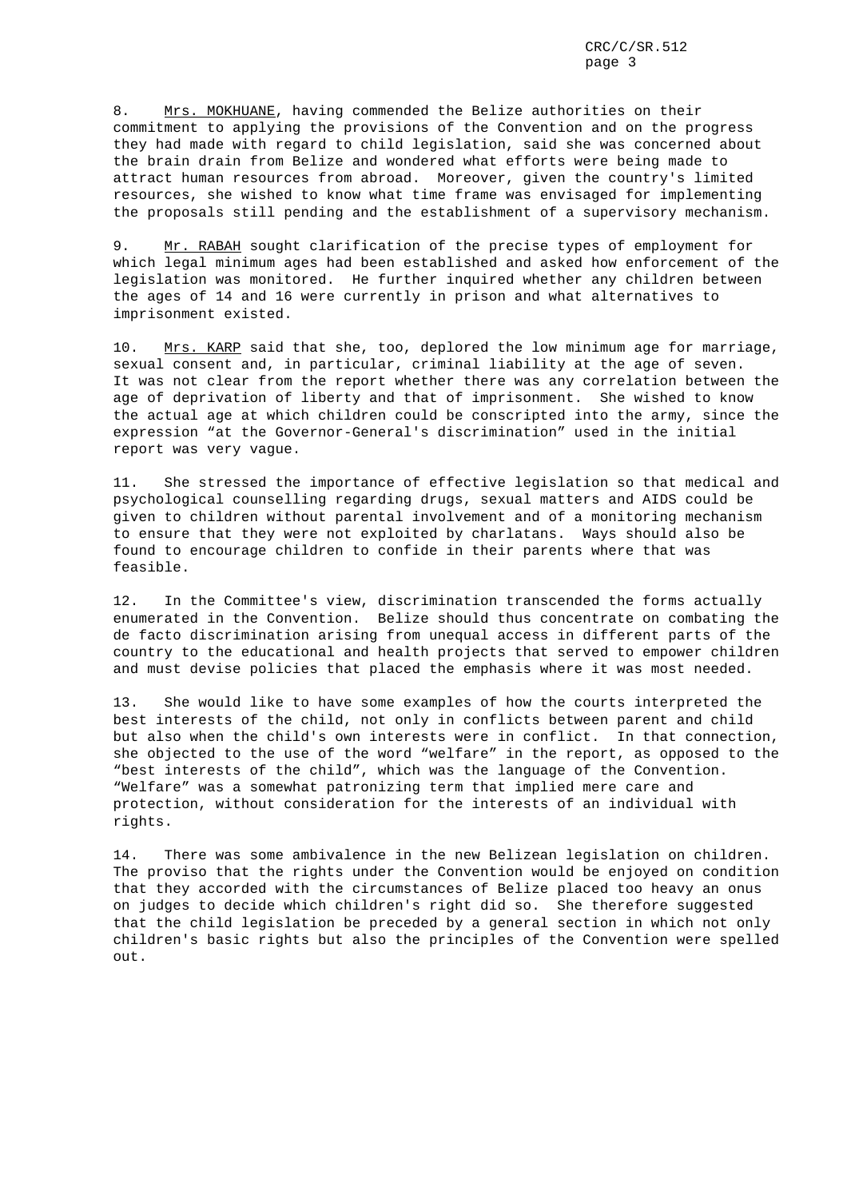8. Mrs. MOKHUANE, having commended the Belize authorities on their commitment to applying the provisions of the Convention and on the progress they had made with regard to child legislation, said she was concerned about the brain drain from Belize and wondered what efforts were being made to attract human resources from abroad. Moreover, given the country's limited resources, she wished to know what time frame was envisaged for implementing the proposals still pending and the establishment of a supervisory mechanism.

9. Mr. RABAH sought clarification of the precise types of employment for which legal minimum ages had been established and asked how enforcement of the legislation was monitored. He further inquired whether any children between the ages of 14 and 16 were currently in prison and what alternatives to imprisonment existed.

10. Mrs. KARP said that she, too, deplored the low minimum age for marriage, sexual consent and, in particular, criminal liability at the age of seven. It was not clear from the report whether there was any correlation between the age of deprivation of liberty and that of imprisonment. She wished to know the actual age at which children could be conscripted into the army, since the expression "at the Governor-General's discrimination" used in the initial report was very vague.

11. She stressed the importance of effective legislation so that medical and psychological counselling regarding drugs, sexual matters and AIDS could be given to children without parental involvement and of a monitoring mechanism to ensure that they were not exploited by charlatans. Ways should also be found to encourage children to confide in their parents where that was feasible.

12. In the Committee's view, discrimination transcended the forms actually enumerated in the Convention. Belize should thus concentrate on combating the de facto discrimination arising from unequal access in different parts of the country to the educational and health projects that served to empower children and must devise policies that placed the emphasis where it was most needed.

13. She would like to have some examples of how the courts interpreted the best interests of the child, not only in conflicts between parent and child but also when the child's own interests were in conflict. In that connection, she objected to the use of the word "welfare" in the report, as opposed to the "best interests of the child", which was the language of the Convention. "Welfare" was a somewhat patronizing term that implied mere care and protection, without consideration for the interests of an individual with rights.

14. There was some ambivalence in the new Belizean legislation on children. The proviso that the rights under the Convention would be enjoyed on condition that they accorded with the circumstances of Belize placed too heavy an onus on judges to decide which children's right did so. She therefore suggested that the child legislation be preceded by a general section in which not only children's basic rights but also the principles of the Convention were spelled out.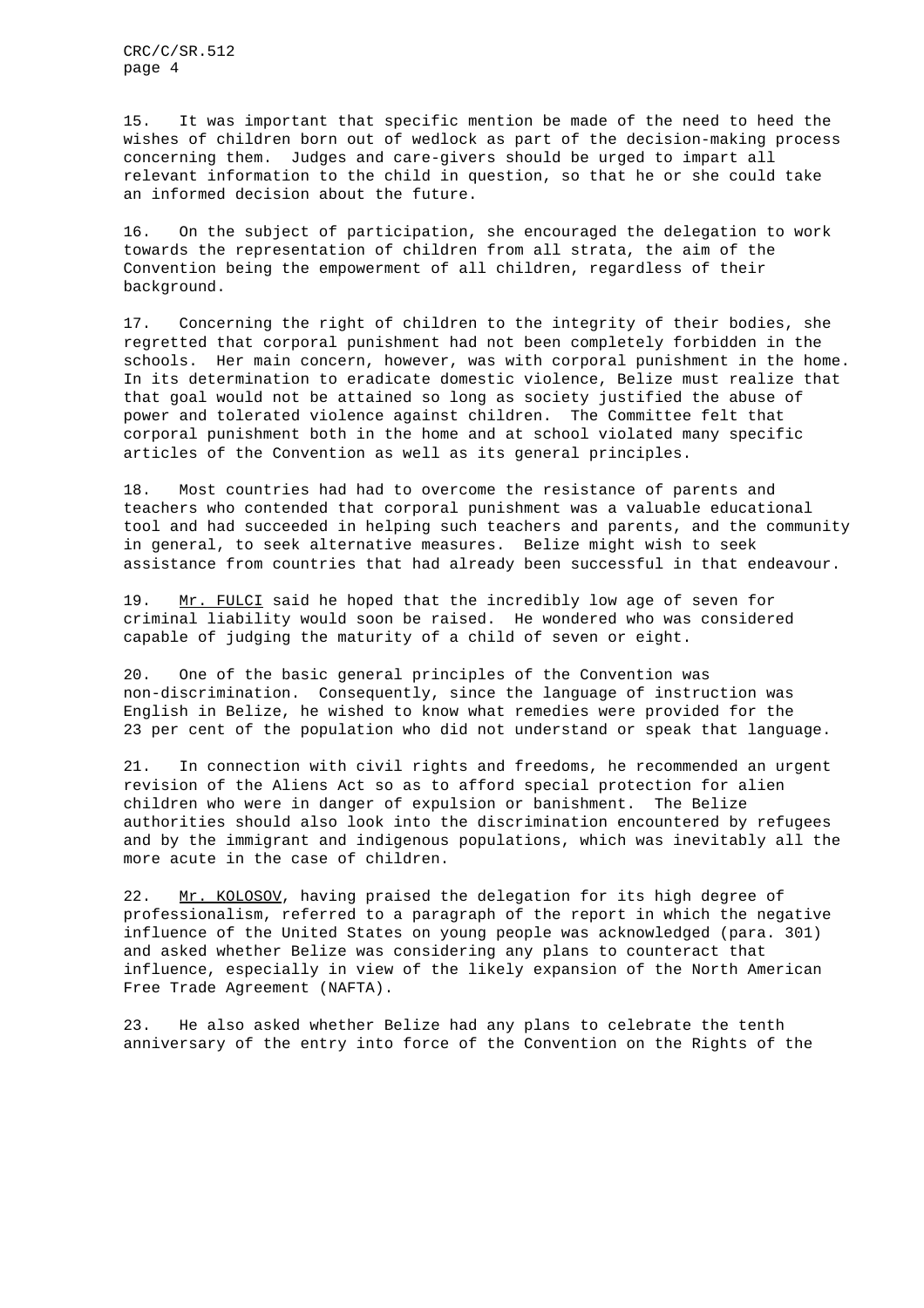15. It was important that specific mention be made of the need to heed the wishes of children born out of wedlock as part of the decision-making process concerning them. Judges and care-givers should be urged to impart all relevant information to the child in question, so that he or she could take an informed decision about the future.

16. On the subject of participation, she encouraged the delegation to work towards the representation of children from all strata, the aim of the Convention being the empowerment of all children, regardless of their background.

17. Concerning the right of children to the integrity of their bodies, she regretted that corporal punishment had not been completely forbidden in the schools. Her main concern, however, was with corporal punishment in the home. In its determination to eradicate domestic violence, Belize must realize that that goal would not be attained so long as society justified the abuse of power and tolerated violence against children. The Committee felt that corporal punishment both in the home and at school violated many specific articles of the Convention as well as its general principles.

18. Most countries had had to overcome the resistance of parents and teachers who contended that corporal punishment was a valuable educational tool and had succeeded in helping such teachers and parents, and the community in general, to seek alternative measures. Belize might wish to seek assistance from countries that had already been successful in that endeavour.

19. Mr. FULCI said he hoped that the incredibly low age of seven for criminal liability would soon be raised. He wondered who was considered capable of judging the maturity of a child of seven or eight.

20. One of the basic general principles of the Convention was non-discrimination. Consequently, since the language of instruction was English in Belize, he wished to know what remedies were provided for the 23 per cent of the population who did not understand or speak that language.

21. In connection with civil rights and freedoms, he recommended an urgent revision of the Aliens Act so as to afford special protection for alien children who were in danger of expulsion or banishment. The Belize authorities should also look into the discrimination encountered by refugees and by the immigrant and indigenous populations, which was inevitably all the more acute in the case of children.

22. Mr. KOLOSOV, having praised the delegation for its high degree of professionalism, referred to a paragraph of the report in which the negative influence of the United States on young people was acknowledged (para. 301) and asked whether Belize was considering any plans to counteract that influence, especially in view of the likely expansion of the North American Free Trade Agreement (NAFTA).

23. He also asked whether Belize had any plans to celebrate the tenth anniversary of the entry into force of the Convention on the Rights of the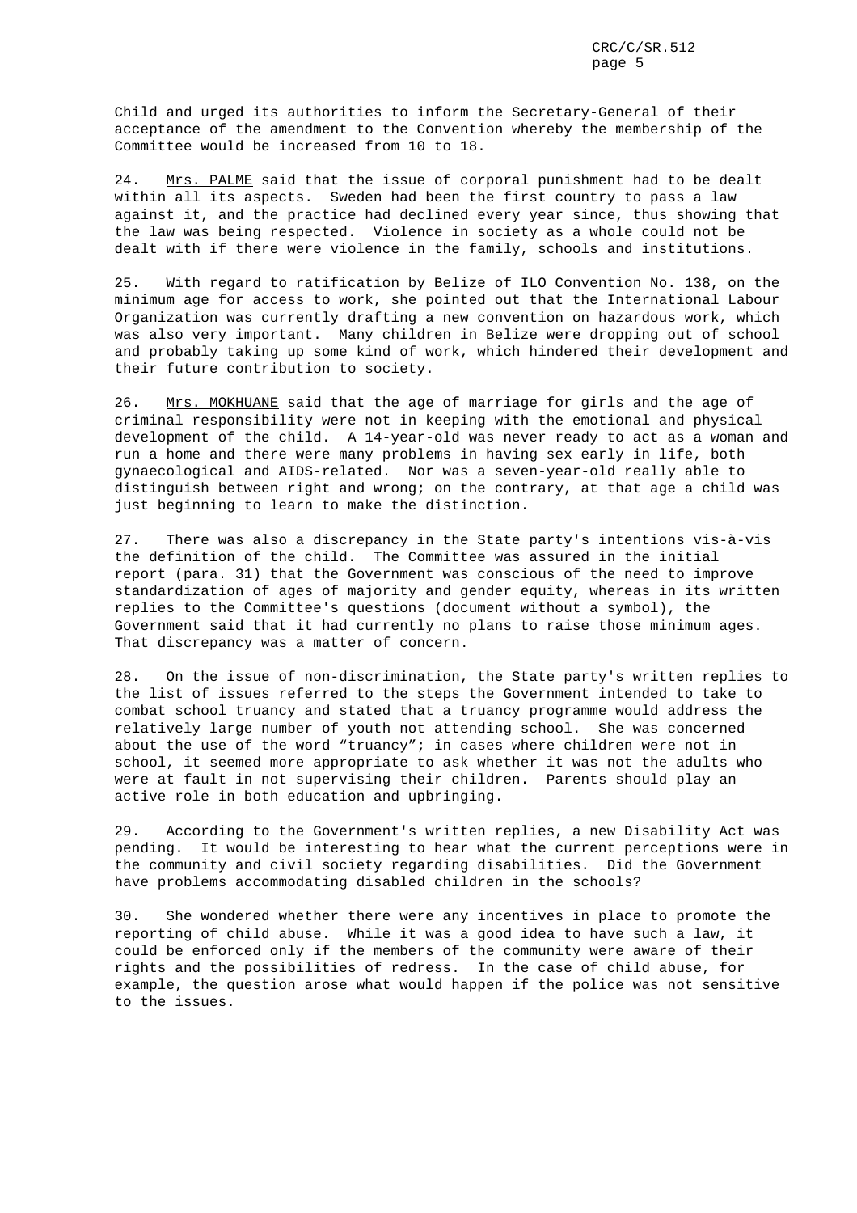Child and urged its authorities to inform the Secretary-General of their acceptance of the amendment to the Convention whereby the membership of the Committee would be increased from 10 to 18.

24. Mrs. PALME said that the issue of corporal punishment had to be dealt within all its aspects. Sweden had been the first country to pass a law against it, and the practice had declined every year since, thus showing that the law was being respected. Violence in society as a whole could not be dealt with if there were violence in the family, schools and institutions.

25. With regard to ratification by Belize of ILO Convention No. 138, on the minimum age for access to work, she pointed out that the International Labour Organization was currently drafting a new convention on hazardous work, which was also very important. Many children in Belize were dropping out of school and probably taking up some kind of work, which hindered their development and their future contribution to society.

26. Mrs. MOKHUANE said that the age of marriage for girls and the age of criminal responsibility were not in keeping with the emotional and physical development of the child. A 14-year-old was never ready to act as a woman and run a home and there were many problems in having sex early in life, both gynaecological and AIDS-related. Nor was a seven-year-old really able to distinguish between right and wrong; on the contrary, at that age a child was just beginning to learn to make the distinction.

27. There was also a discrepancy in the State party's intentions vis-à-vis the definition of the child. The Committee was assured in the initial report (para. 31) that the Government was conscious of the need to improve standardization of ages of majority and gender equity, whereas in its written replies to the Committee's questions (document without a symbol), the Government said that it had currently no plans to raise those minimum ages. That discrepancy was a matter of concern.

28. On the issue of non-discrimination, the State party's written replies to the list of issues referred to the steps the Government intended to take to combat school truancy and stated that a truancy programme would address the relatively large number of youth not attending school. She was concerned about the use of the word "truancy"; in cases where children were not in school, it seemed more appropriate to ask whether it was not the adults who were at fault in not supervising their children. Parents should play an active role in both education and upbringing.

29. According to the Government's written replies, a new Disability Act was pending. It would be interesting to hear what the current perceptions were in the community and civil society regarding disabilities. Did the Government have problems accommodating disabled children in the schools?

30. She wondered whether there were any incentives in place to promote the reporting of child abuse. While it was a good idea to have such a law, it could be enforced only if the members of the community were aware of their rights and the possibilities of redress. In the case of child abuse, for example, the question arose what would happen if the police was not sensitive to the issues.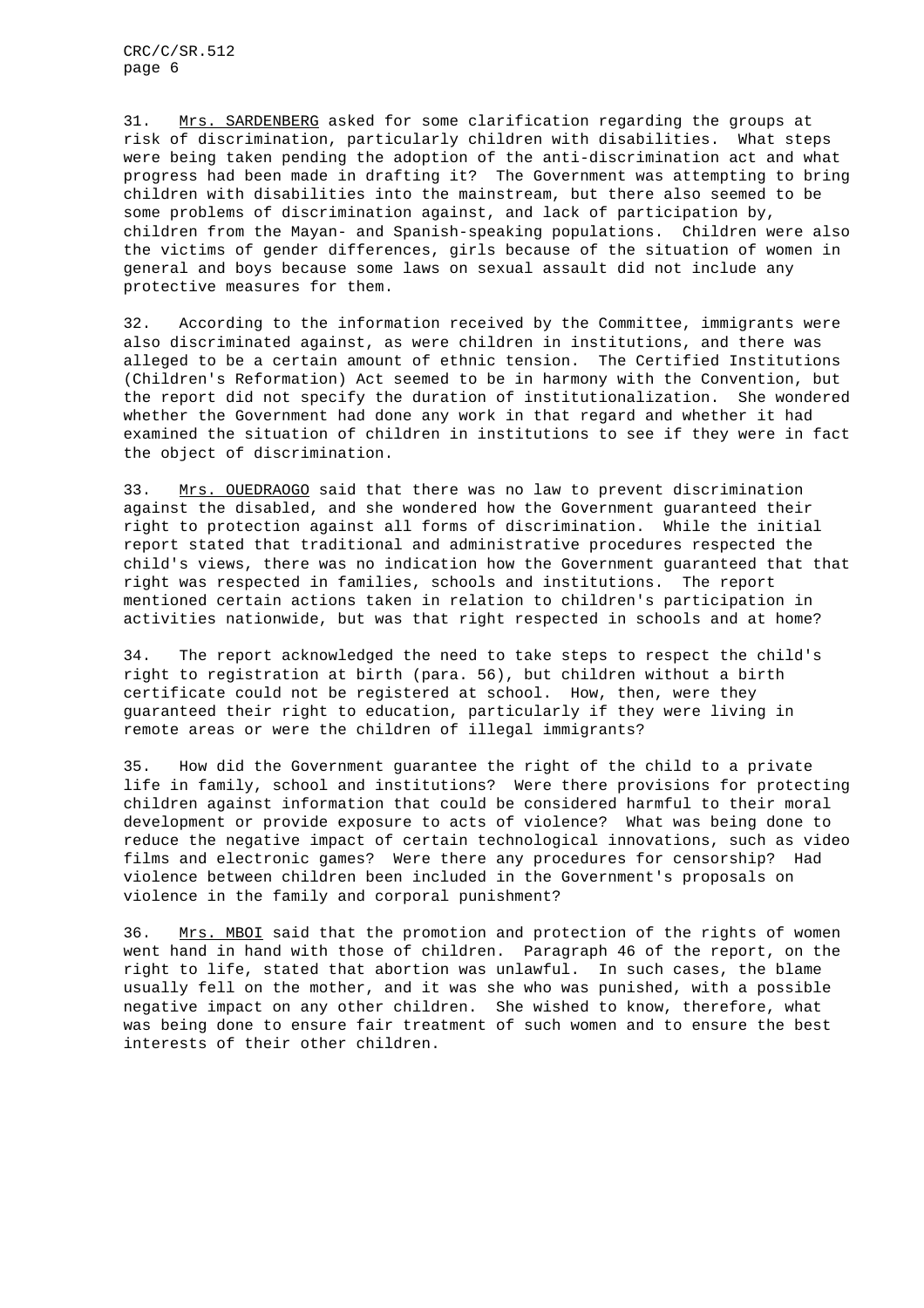31. Mrs. SARDENBERG asked for some clarification regarding the groups at risk of discrimination, particularly children with disabilities. What steps were being taken pending the adoption of the anti-discrimination act and what progress had been made in drafting it? The Government was attempting to bring children with disabilities into the mainstream, but there also seemed to be some problems of discrimination against, and lack of participation by, children from the Mayan- and Spanish-speaking populations. Children were also the victims of gender differences, girls because of the situation of women in general and boys because some laws on sexual assault did not include any protective measures for them.

32. According to the information received by the Committee, immigrants were also discriminated against, as were children in institutions, and there was alleged to be a certain amount of ethnic tension. The Certified Institutions (Children's Reformation) Act seemed to be in harmony with the Convention, but the report did not specify the duration of institutionalization. She wondered whether the Government had done any work in that regard and whether it had examined the situation of children in institutions to see if they were in fact the object of discrimination.

33. Mrs. OUEDRAOGO said that there was no law to prevent discrimination against the disabled, and she wondered how the Government guaranteed their right to protection against all forms of discrimination. While the initial report stated that traditional and administrative procedures respected the child's views, there was no indication how the Government guaranteed that that right was respected in families, schools and institutions. The report mentioned certain actions taken in relation to children's participation in activities nationwide, but was that right respected in schools and at home?

34. The report acknowledged the need to take steps to respect the child's right to registration at birth (para. 56), but children without a birth certificate could not be registered at school. How, then, were they guaranteed their right to education, particularly if they were living in remote areas or were the children of illegal immigrants?

35. How did the Government guarantee the right of the child to a private life in family, school and institutions? Were there provisions for protecting children against information that could be considered harmful to their moral development or provide exposure to acts of violence? What was being done to reduce the negative impact of certain technological innovations, such as video films and electronic games? Were there any procedures for censorship? Had violence between children been included in the Government's proposals on violence in the family and corporal punishment?

36. Mrs. MBOI said that the promotion and protection of the rights of women went hand in hand with those of children. Paragraph 46 of the report, on the right to life, stated that abortion was unlawful. In such cases, the blame usually fell on the mother, and it was she who was punished, with a possible negative impact on any other children. She wished to know, therefore, what was being done to ensure fair treatment of such women and to ensure the best interests of their other children.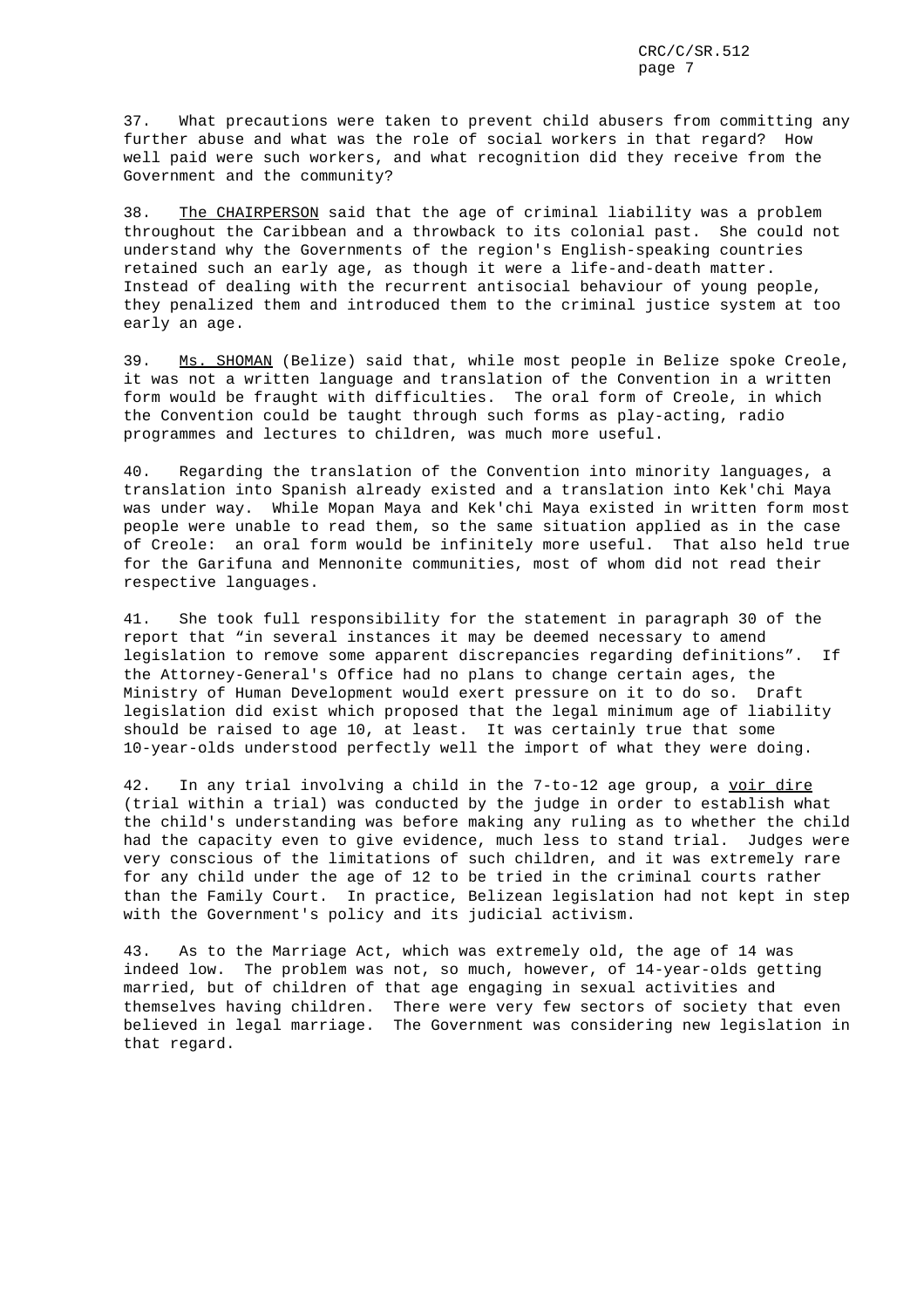37. What precautions were taken to prevent child abusers from committing any further abuse and what was the role of social workers in that regard? How well paid were such workers, and what recognition did they receive from the Government and the community?

38. The CHAIRPERSON said that the age of criminal liability was a problem throughout the Caribbean and a throwback to its colonial past. She could not understand why the Governments of the region's English-speaking countries retained such an early age, as though it were a life-and-death matter. Instead of dealing with the recurrent antisocial behaviour of young people, they penalized them and introduced them to the criminal justice system at too early an age.

39. Ms. SHOMAN (Belize) said that, while most people in Belize spoke Creole, it was not a written language and translation of the Convention in a written form would be fraught with difficulties. The oral form of Creole, in which the Convention could be taught through such forms as play-acting, radio programmes and lectures to children, was much more useful.

40. Regarding the translation of the Convention into minority languages, a translation into Spanish already existed and a translation into Kek'chi Maya was under way. While Mopan Maya and Kek'chi Maya existed in written form most people were unable to read them, so the same situation applied as in the case of Creole: an oral form would be infinitely more useful. That also held true for the Garifuna and Mennonite communities, most of whom did not read their respective languages.

41. She took full responsibility for the statement in paragraph 30 of the report that "in several instances it may be deemed necessary to amend legislation to remove some apparent discrepancies regarding definitions". If the Attorney-General's Office had no plans to change certain ages, the Ministry of Human Development would exert pressure on it to do so. Draft legislation did exist which proposed that the legal minimum age of liability should be raised to age 10, at least. It was certainly true that some 10-year-olds understood perfectly well the import of what they were doing.

42. In any trial involving a child in the 7-to-12 age group, a voir dire (trial within a trial) was conducted by the judge in order to establish what the child's understanding was before making any ruling as to whether the child had the capacity even to give evidence, much less to stand trial. Judges were very conscious of the limitations of such children, and it was extremely rare for any child under the age of 12 to be tried in the criminal courts rather than the Family Court. In practice, Belizean legislation had not kept in step with the Government's policy and its judicial activism.

43. As to the Marriage Act, which was extremely old, the age of 14 was indeed low. The problem was not, so much, however, of 14-year-olds getting married, but of children of that age engaging in sexual activities and themselves having children. There were very few sectors of society that even believed in legal marriage. The Government was considering new legislation in that regard.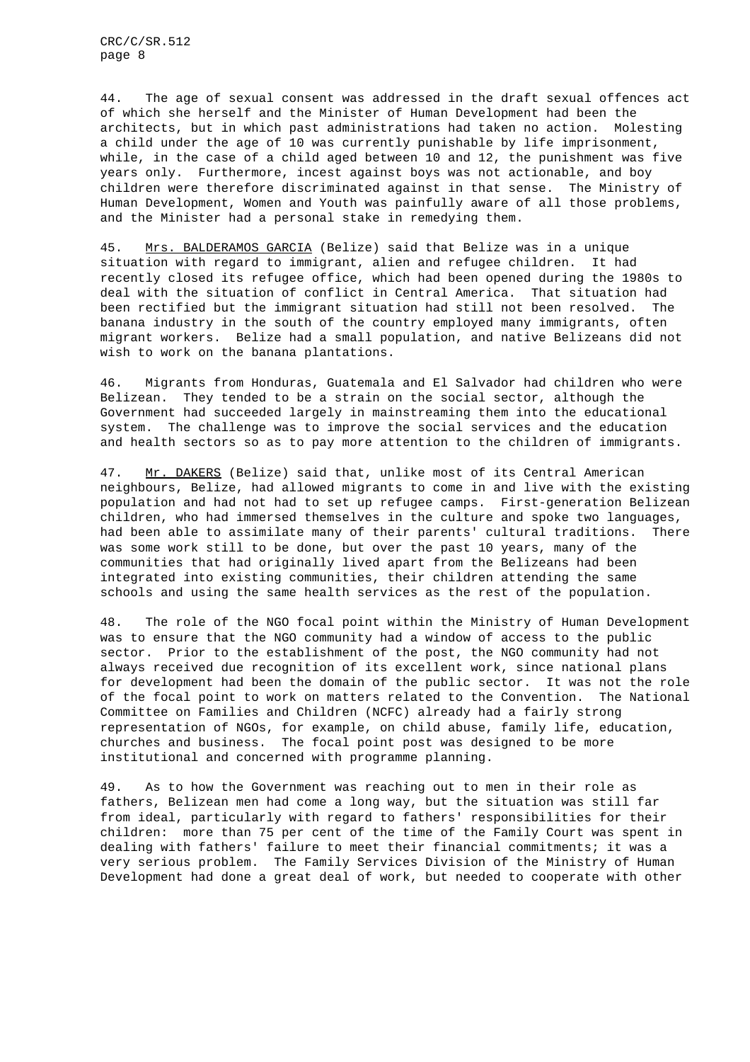44. The age of sexual consent was addressed in the draft sexual offences act of which she herself and the Minister of Human Development had been the architects, but in which past administrations had taken no action. Molesting a child under the age of 10 was currently punishable by life imprisonment, while, in the case of a child aged between 10 and 12, the punishment was five years only. Furthermore, incest against boys was not actionable, and boy children were therefore discriminated against in that sense. The Ministry of Human Development, Women and Youth was painfully aware of all those problems, and the Minister had a personal stake in remedying them.

45. Mrs. BALDERAMOS GARCIA (Belize) said that Belize was in a unique situation with regard to immigrant, alien and refugee children. It had recently closed its refugee office, which had been opened during the 1980s to deal with the situation of conflict in Central America. That situation had been rectified but the immigrant situation had still not been resolved. The banana industry in the south of the country employed many immigrants, often migrant workers. Belize had a small population, and native Belizeans did not wish to work on the banana plantations.

46. Migrants from Honduras, Guatemala and El Salvador had children who were Belizean. They tended to be a strain on the social sector, although the Government had succeeded largely in mainstreaming them into the educational system. The challenge was to improve the social services and the education and health sectors so as to pay more attention to the children of immigrants.

47. Mr. DAKERS (Belize) said that, unlike most of its Central American neighbours, Belize, had allowed migrants to come in and live with the existing population and had not had to set up refugee camps. First-generation Belizean children, who had immersed themselves in the culture and spoke two languages, had been able to assimilate many of their parents' cultural traditions. There was some work still to be done, but over the past 10 years, many of the communities that had originally lived apart from the Belizeans had been integrated into existing communities, their children attending the same schools and using the same health services as the rest of the population.

48. The role of the NGO focal point within the Ministry of Human Development was to ensure that the NGO community had a window of access to the public sector. Prior to the establishment of the post, the NGO community had not always received due recognition of its excellent work, since national plans for development had been the domain of the public sector. It was not the role of the focal point to work on matters related to the Convention. The National Committee on Families and Children (NCFC) already had a fairly strong representation of NGOs, for example, on child abuse, family life, education, churches and business. The focal point post was designed to be more institutional and concerned with programme planning.

49. As to how the Government was reaching out to men in their role as fathers, Belizean men had come a long way, but the situation was still far from ideal, particularly with regard to fathers' responsibilities for their children: more than 75 per cent of the time of the Family Court was spent in dealing with fathers' failure to meet their financial commitments; it was a very serious problem. The Family Services Division of the Ministry of Human Development had done a great deal of work, but needed to cooperate with other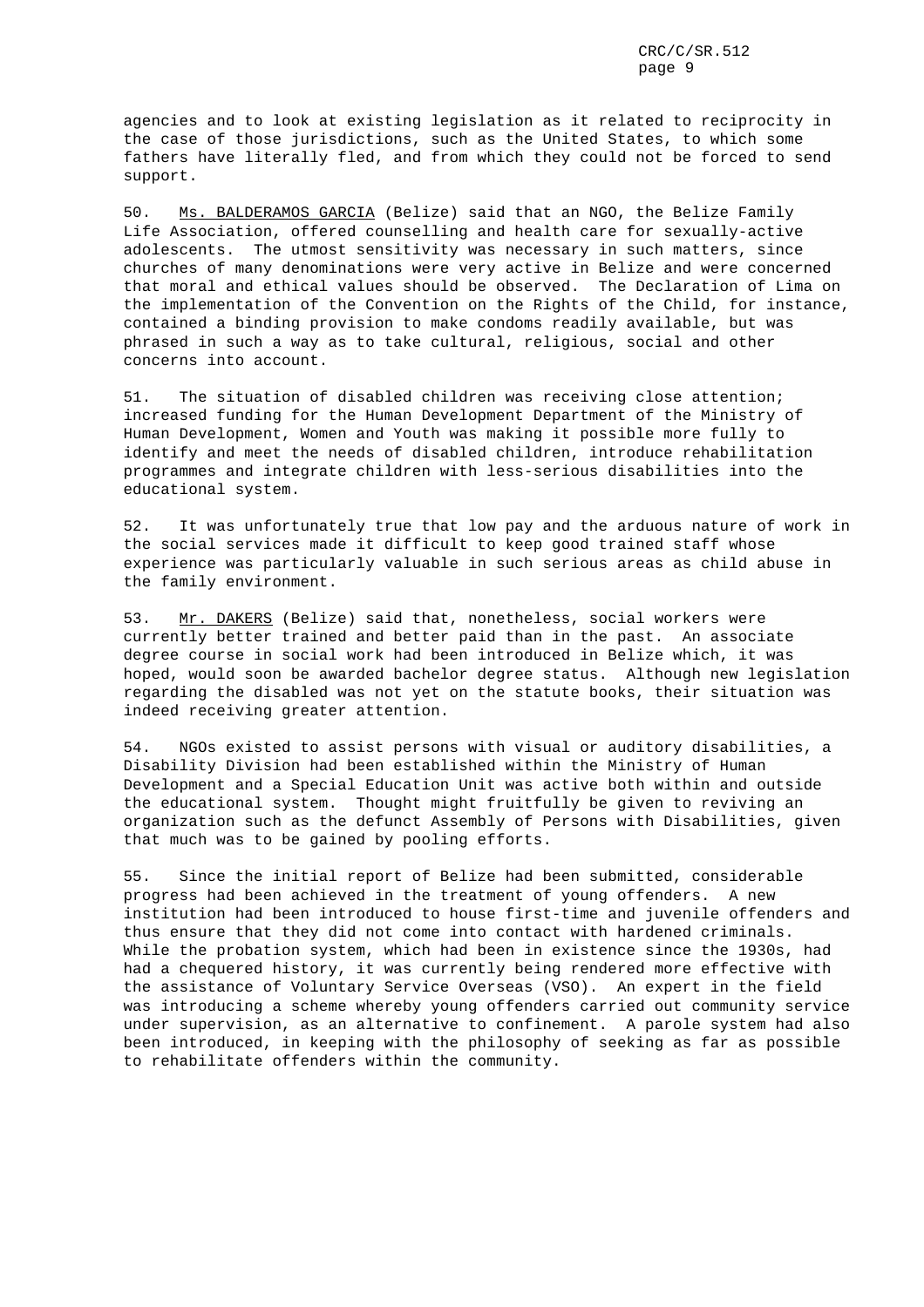agencies and to look at existing legislation as it related to reciprocity in the case of those jurisdictions, such as the United States, to which some fathers have literally fled, and from which they could not be forced to send support.

50. Ms. BALDERAMOS GARCIA (Belize) said that an NGO, the Belize Family Life Association, offered counselling and health care for sexually-active adolescents. The utmost sensitivity was necessary in such matters, since churches of many denominations were very active in Belize and were concerned that moral and ethical values should be observed. The Declaration of Lima on the implementation of the Convention on the Rights of the Child, for instance, contained a binding provision to make condoms readily available, but was phrased in such a way as to take cultural, religious, social and other concerns into account.

51. The situation of disabled children was receiving close attention; increased funding for the Human Development Department of the Ministry of Human Development, Women and Youth was making it possible more fully to identify and meet the needs of disabled children, introduce rehabilitation programmes and integrate children with less-serious disabilities into the educational system.

52. It was unfortunately true that low pay and the arduous nature of work in the social services made it difficult to keep good trained staff whose experience was particularly valuable in such serious areas as child abuse in the family environment.

53. Mr. DAKERS (Belize) said that, nonetheless, social workers were currently better trained and better paid than in the past. An associate degree course in social work had been introduced in Belize which, it was hoped, would soon be awarded bachelor degree status. Although new legislation regarding the disabled was not yet on the statute books, their situation was indeed receiving greater attention.

54. NGOs existed to assist persons with visual or auditory disabilities, a Disability Division had been established within the Ministry of Human Development and a Special Education Unit was active both within and outside the educational system. Thought might fruitfully be given to reviving an organization such as the defunct Assembly of Persons with Disabilities, given that much was to be gained by pooling efforts.

55. Since the initial report of Belize had been submitted, considerable progress had been achieved in the treatment of young offenders. A new institution had been introduced to house first-time and juvenile offenders and thus ensure that they did not come into contact with hardened criminals. While the probation system, which had been in existence since the 1930s, had had a chequered history, it was currently being rendered more effective with the assistance of Voluntary Service Overseas (VSO). An expert in the field was introducing a scheme whereby young offenders carried out community service under supervision, as an alternative to confinement. A parole system had also been introduced, in keeping with the philosophy of seeking as far as possible to rehabilitate offenders within the community.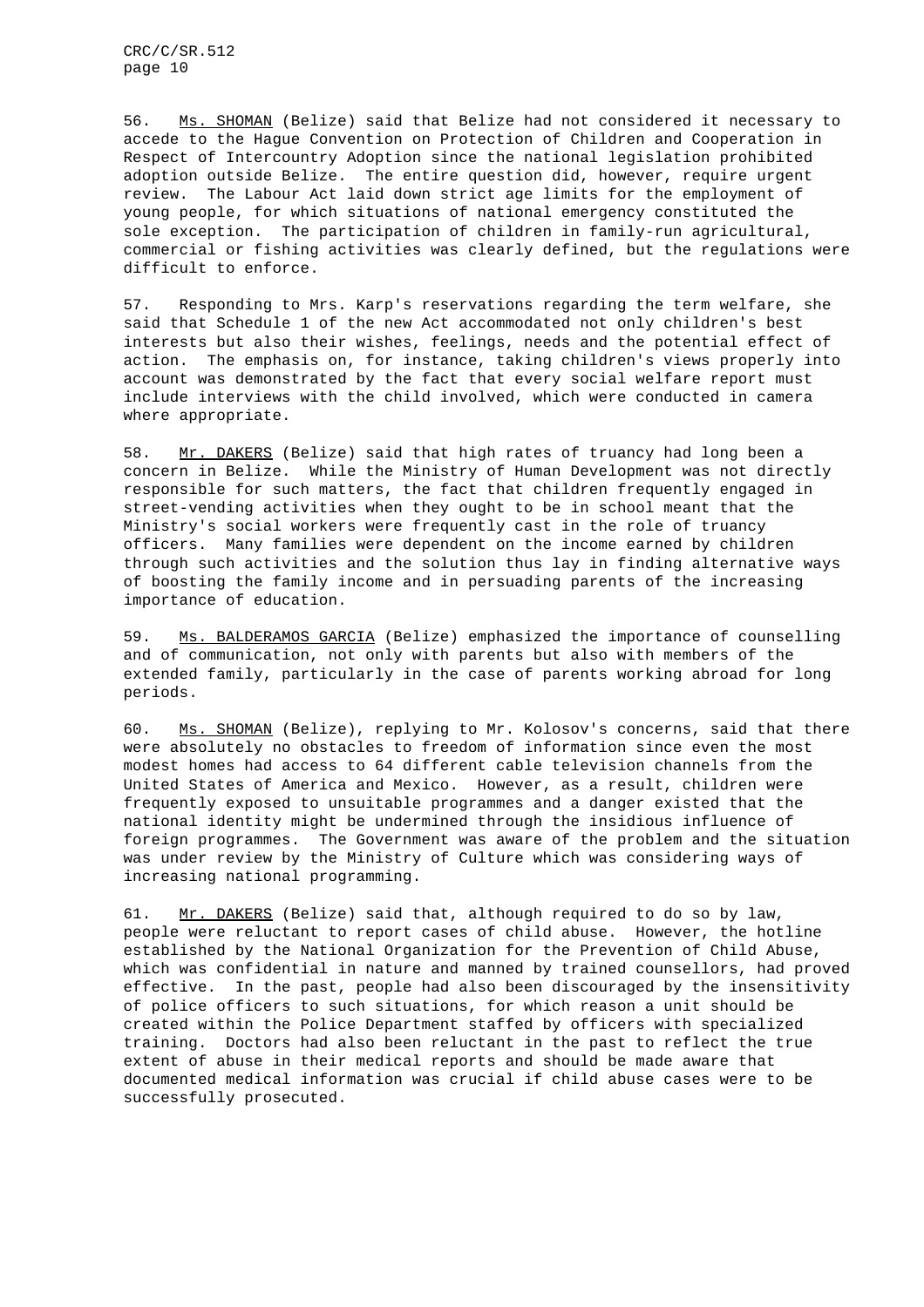56. Ms. SHOMAN (Belize) said that Belize had not considered it necessary to accede to the Hague Convention on Protection of Children and Cooperation in Respect of Intercountry Adoption since the national legislation prohibited adoption outside Belize. The entire question did, however, require urgent review. The Labour Act laid down strict age limits for the employment of young people, for which situations of national emergency constituted the sole exception. The participation of children in family-run agricultural, commercial or fishing activities was clearly defined, but the regulations were difficult to enforce.

57. Responding to Mrs. Karp's reservations regarding the term welfare, she said that Schedule 1 of the new Act accommodated not only children's best interests but also their wishes, feelings, needs and the potential effect of action. The emphasis on, for instance, taking children's views properly into account was demonstrated by the fact that every social welfare report must include interviews with the child involved, which were conducted in camera where appropriate.

58. Mr. DAKERS (Belize) said that high rates of truancy had long been a concern in Belize. While the Ministry of Human Development was not directly responsible for such matters, the fact that children frequently engaged in street-vending activities when they ought to be in school meant that the Ministry's social workers were frequently cast in the role of truancy officers. Many families were dependent on the income earned by children through such activities and the solution thus lay in finding alternative ways of boosting the family income and in persuading parents of the increasing importance of education.

59. Ms. BALDERAMOS GARCIA (Belize) emphasized the importance of counselling and of communication, not only with parents but also with members of the extended family, particularly in the case of parents working abroad for long periods.

60. Ms. SHOMAN (Belize), replying to Mr. Kolosov's concerns, said that there were absolutely no obstacles to freedom of information since even the most modest homes had access to 64 different cable television channels from the United States of America and Mexico. However, as a result, children were frequently exposed to unsuitable programmes and a danger existed that the national identity might be undermined through the insidious influence of foreign programmes. The Government was aware of the problem and the situation was under review by the Ministry of Culture which was considering ways of increasing national programming.

61. Mr. DAKERS (Belize) said that, although required to do so by law, people were reluctant to report cases of child abuse. However, the hotline established by the National Organization for the Prevention of Child Abuse, which was confidential in nature and manned by trained counsellors, had proved effective. In the past, people had also been discouraged by the insensitivity of police officers to such situations, for which reason a unit should be created within the Police Department staffed by officers with specialized training. Doctors had also been reluctant in the past to reflect the true extent of abuse in their medical reports and should be made aware that documented medical information was crucial if child abuse cases were to be successfully prosecuted.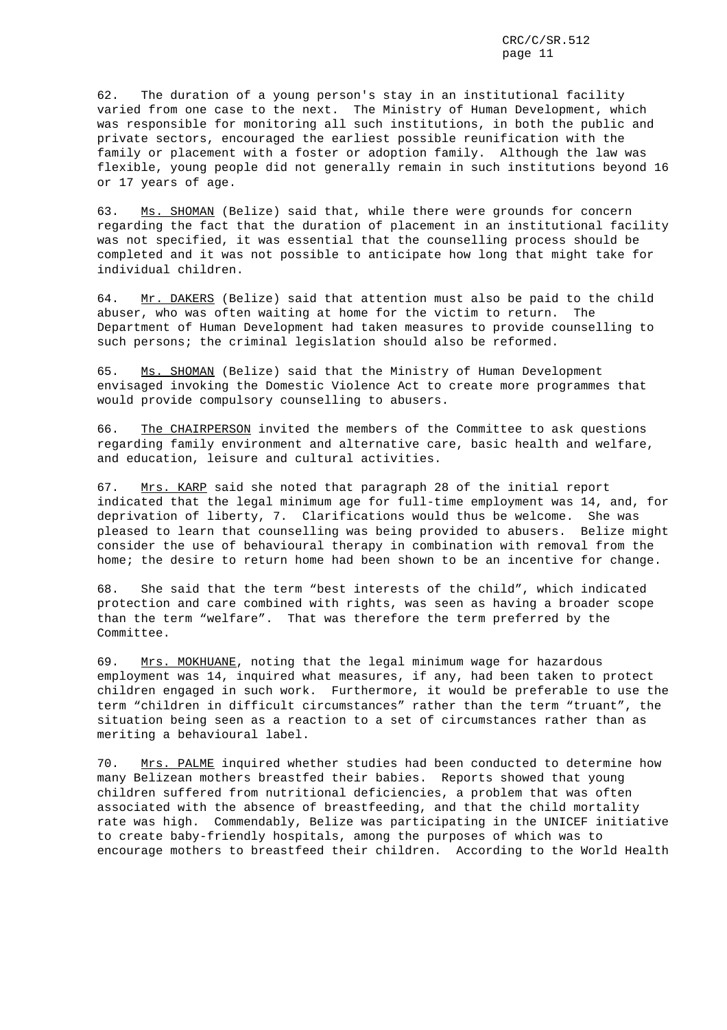62. The duration of a young person's stay in an institutional facility varied from one case to the next. The Ministry of Human Development, which was responsible for monitoring all such institutions, in both the public and private sectors, encouraged the earliest possible reunification with the family or placement with a foster or adoption family. Although the law was flexible, young people did not generally remain in such institutions beyond 16 or 17 years of age.

63. Ms. SHOMAN (Belize) said that, while there were grounds for concern regarding the fact that the duration of placement in an institutional facility was not specified, it was essential that the counselling process should be completed and it was not possible to anticipate how long that might take for individual children.

64. Mr. DAKERS (Belize) said that attention must also be paid to the child abuser, who was often waiting at home for the victim to return. The Department of Human Development had taken measures to provide counselling to such persons; the criminal legislation should also be reformed.

65. Ms. SHOMAN (Belize) said that the Ministry of Human Development envisaged invoking the Domestic Violence Act to create more programmes that would provide compulsory counselling to abusers.

66. The CHAIRPERSON invited the members of the Committee to ask questions regarding family environment and alternative care, basic health and welfare, and education, leisure and cultural activities.

67. Mrs. KARP said she noted that paragraph 28 of the initial report indicated that the legal minimum age for full-time employment was 14, and, for deprivation of liberty, 7. Clarifications would thus be welcome. She was pleased to learn that counselling was being provided to abusers. Belize might consider the use of behavioural therapy in combination with removal from the home; the desire to return home had been shown to be an incentive for change.

68. She said that the term "best interests of the child", which indicated protection and care combined with rights, was seen as having a broader scope than the term "welfare". That was therefore the term preferred by the Committee.

69. Mrs. MOKHUANE, noting that the legal minimum wage for hazardous employment was 14, inquired what measures, if any, had been taken to protect children engaged in such work. Furthermore, it would be preferable to use the term "children in difficult circumstances" rather than the term "truant", the situation being seen as a reaction to a set of circumstances rather than as meriting a behavioural label.

70. Mrs. PALME inquired whether studies had been conducted to determine how many Belizean mothers breastfed their babies. Reports showed that young children suffered from nutritional deficiencies, a problem that was often associated with the absence of breastfeeding, and that the child mortality rate was high. Commendably, Belize was participating in the UNICEF initiative to create baby-friendly hospitals, among the purposes of which was to encourage mothers to breastfeed their children. According to the World Health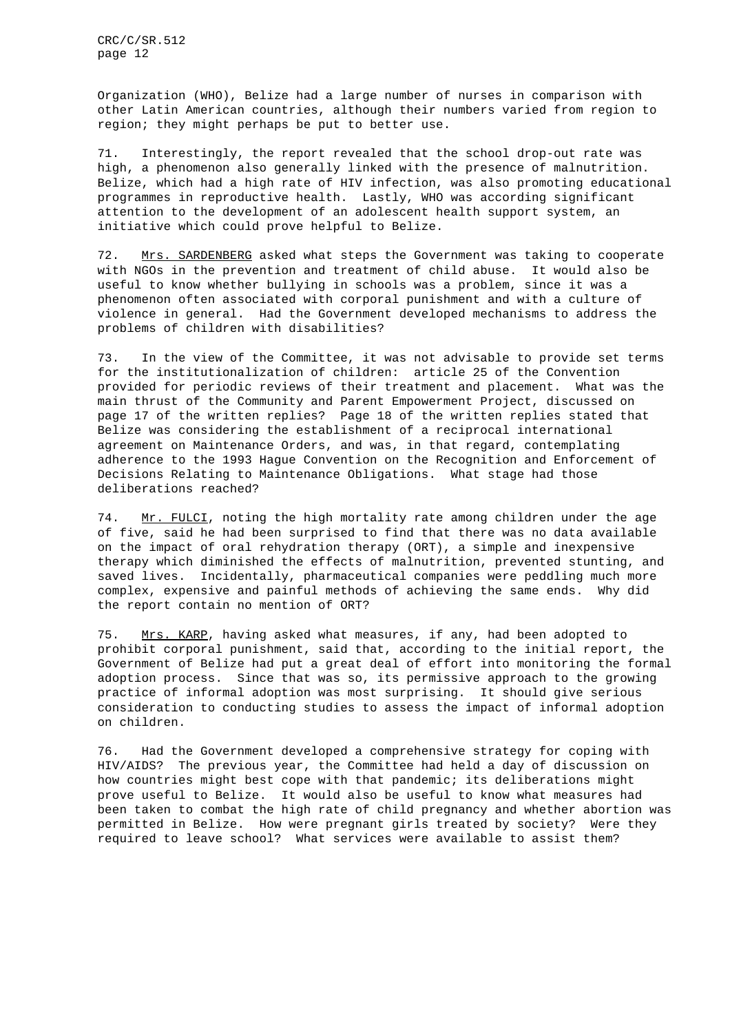Organization (WHO), Belize had a large number of nurses in comparison with other Latin American countries, although their numbers varied from region to region; they might perhaps be put to better use.

71. Interestingly, the report revealed that the school drop-out rate was high, a phenomenon also generally linked with the presence of malnutrition. Belize, which had a high rate of HIV infection, was also promoting educational programmes in reproductive health. Lastly, WHO was according significant attention to the development of an adolescent health support system, an initiative which could prove helpful to Belize.

72. Mrs. SARDENBERG asked what steps the Government was taking to cooperate with NGOs in the prevention and treatment of child abuse. It would also be useful to know whether bullying in schools was a problem, since it was a phenomenon often associated with corporal punishment and with a culture of violence in general. Had the Government developed mechanisms to address the problems of children with disabilities?

73. In the view of the Committee, it was not advisable to provide set terms for the institutionalization of children: article 25 of the Convention provided for periodic reviews of their treatment and placement. What was the main thrust of the Community and Parent Empowerment Project, discussed on page 17 of the written replies? Page 18 of the written replies stated that Belize was considering the establishment of a reciprocal international agreement on Maintenance Orders, and was, in that regard, contemplating adherence to the 1993 Hague Convention on the Recognition and Enforcement of Decisions Relating to Maintenance Obligations. What stage had those deliberations reached?

74. Mr. FULCI, noting the high mortality rate among children under the age of five, said he had been surprised to find that there was no data available on the impact of oral rehydration therapy (ORT), a simple and inexpensive therapy which diminished the effects of malnutrition, prevented stunting, and saved lives. Incidentally, pharmaceutical companies were peddling much more complex, expensive and painful methods of achieving the same ends. Why did the report contain no mention of ORT?

75. Mrs. KARP, having asked what measures, if any, had been adopted to prohibit corporal punishment, said that, according to the initial report, the Government of Belize had put a great deal of effort into monitoring the formal adoption process. Since that was so, its permissive approach to the growing practice of informal adoption was most surprising. It should give serious consideration to conducting studies to assess the impact of informal adoption on children.

76. Had the Government developed a comprehensive strategy for coping with HIV/AIDS? The previous year, the Committee had held a day of discussion on how countries might best cope with that pandemic; its deliberations might prove useful to Belize. It would also be useful to know what measures had been taken to combat the high rate of child pregnancy and whether abortion was permitted in Belize. How were pregnant girls treated by society? Were they required to leave school? What services were available to assist them?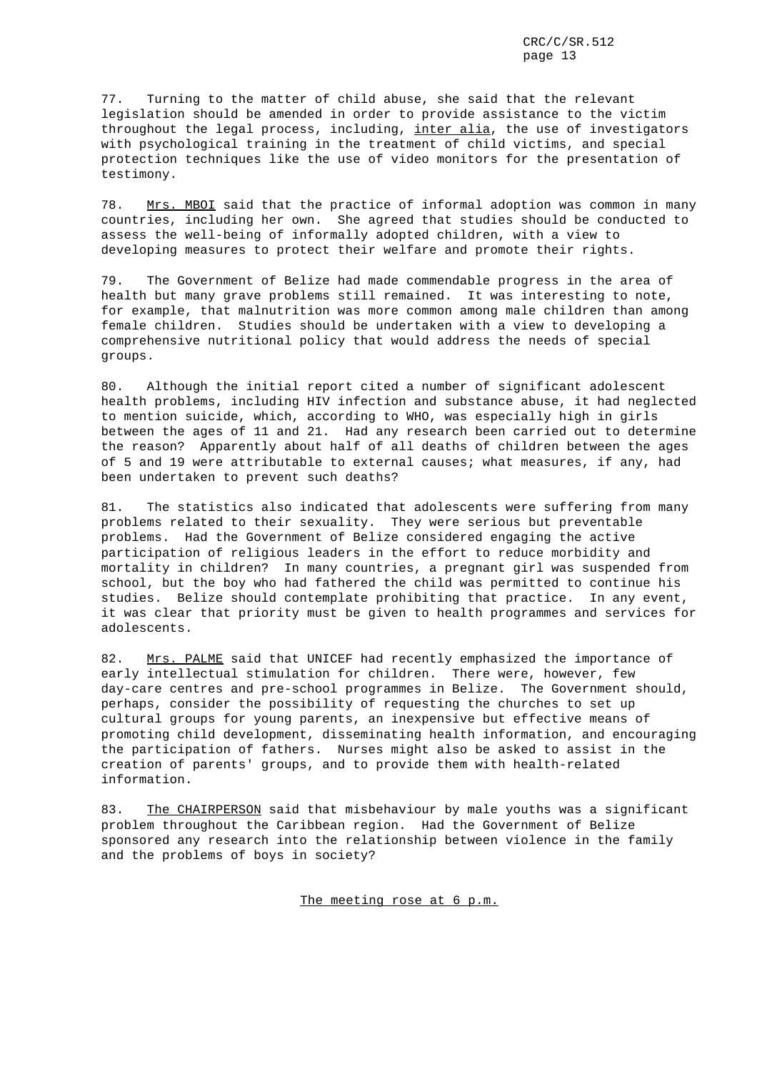77. Turning to the matter of child abuse, she said that the relevant legislation should be amended in order to provide assistance to the victim throughout the legal process, including, inter alia, the use of investigators with psychological training in the treatment of child victims, and special protection techniques like the use of video monitors for the presentation of testimony.

78. Mrs. MBOI said that the practice of informal adoption was common in many countries, including her own. She agreed that studies should be conducted to assess the well-being of informally adopted children, with a view to developing measures to protect their welfare and promote their rights.

79. The Government of Belize had made commendable progress in the area of health but many grave problems still remained. It was interesting to note, for example, that malnutrition was more common among male children than among female children. Studies should be undertaken with a view to developing a comprehensive nutritional policy that would address the needs of special groups.

80. Although the initial report cited a number of significant adolescent health problems, including HIV infection and substance abuse, it had neglected to mention suicide, which, according to WHO, was especially high in girls between the ages of 11 and 21. Had any research been carried out to determine the reason? Apparently about half of all deaths of children between the ages of 5 and 19 were attributable to external causes; what measures, if any, had been undertaken to prevent such deaths?

81. The statistics also indicated that adolescents were suffering from many problems related to their sexuality. They were serious but preventable problems. Had the Government of Belize considered engaging the active participation of religious leaders in the effort to reduce morbidity and mortality in children? In many countries, a pregnant girl was suspended from school, but the boy who had fathered the child was permitted to continue his studies. Belize should contemplate prohibiting that practice. In any event, it was clear that priority must be given to health programmes and services for adolescents.

82. Mrs. PALME said that UNICEF had recently emphasized the importance of early intellectual stimulation for children. There were, however, few day-care centres and pre-school programmes in Belize. The Government should, perhaps, consider the possibility of requesting the churches to set up cultural groups for young parents, an inexpensive but effective means of promoting child development, disseminating health information, and encouraging the participation of fathers. Nurses might also be asked to assist in the creation of parents' groups, and to provide them with health-related information.

83. The CHAIRPERSON said that misbehaviour by male youths was a significant problem throughout the Caribbean region. Had the Government of Belize sponsored any research into the relationship between violence in the family and the problems of boys in society?

The meeting rose at 6 p.m.